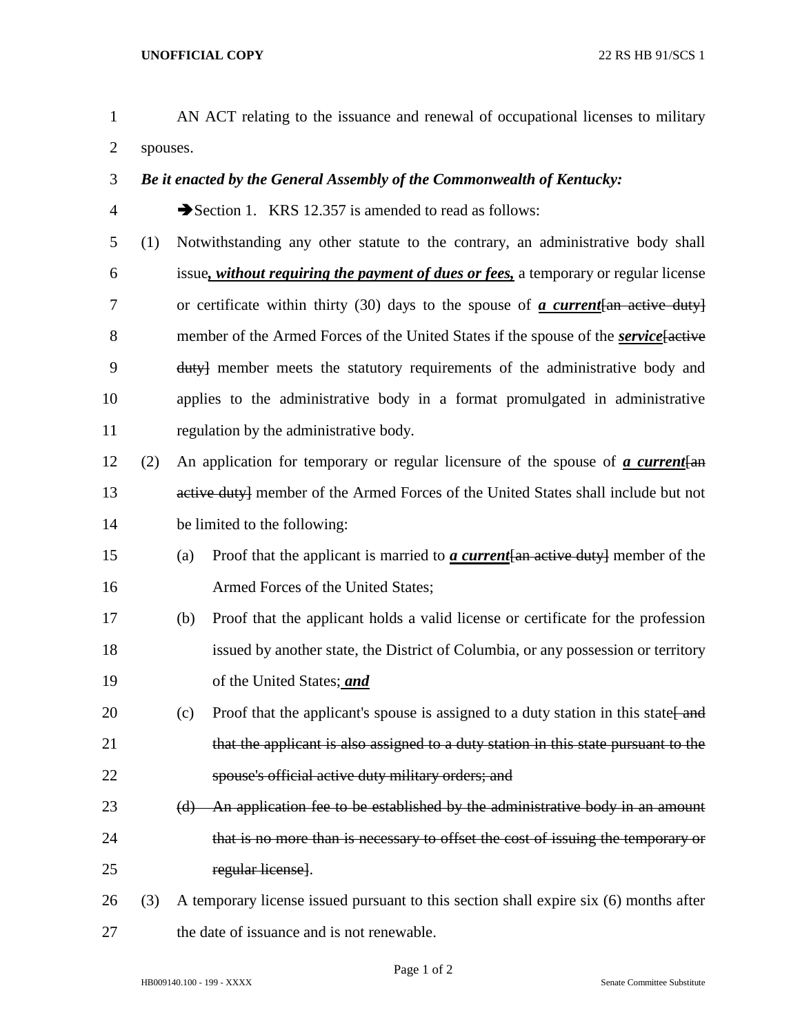AN ACT relating to the issuance and renewal of occupational licenses to military spouses.

***Be it enacted by the General Assembly of the Commonwealth of Kentucky:***

➔Section 1. KRS 12.357 is amended to read as follows:

(1) Notwithstanding any other statute to the contrary, an administrative body shall issue***, without requiring the payment of dues or fees,*** a temporary or regular license or certificate within thirty (30) days to the spouse of ***a current***~~[an active duty]~~ member of the Armed Forces of the United States if the spouse of the ***service***~~[active duty]~~ member meets the statutory requirements of the administrative body and applies to the administrative body in a format promulgated in administrative regulation by the administrative body.

(2) An application for temporary or regular licensure of the spouse of ***a current***~~[an active duty]~~ member of the Armed Forces of the United States shall include but not be limited to the following:

(a) Proof that the applicant is married to ***a current***~~[an active duty]~~ member of the Armed Forces of the United States;

(b) Proof that the applicant holds a valid license or certificate for the profession issued by another state, the District of Columbia, or any possession or territory of the United States; ***and***

(c) Proof that the applicant's spouse is assigned to a duty station in this state~~[ and that the applicant is also assigned to a duty station in this state pursuant to the spouse's official active duty military orders; and~~

~~(d) An application fee to be established by the administrative body in an amount that is no more than is necessary to offset the cost of issuing the temporary or regular license]~~.

(3) A temporary license issued pursuant to this section shall expire six (6) months after the date of issuance and is not renewable.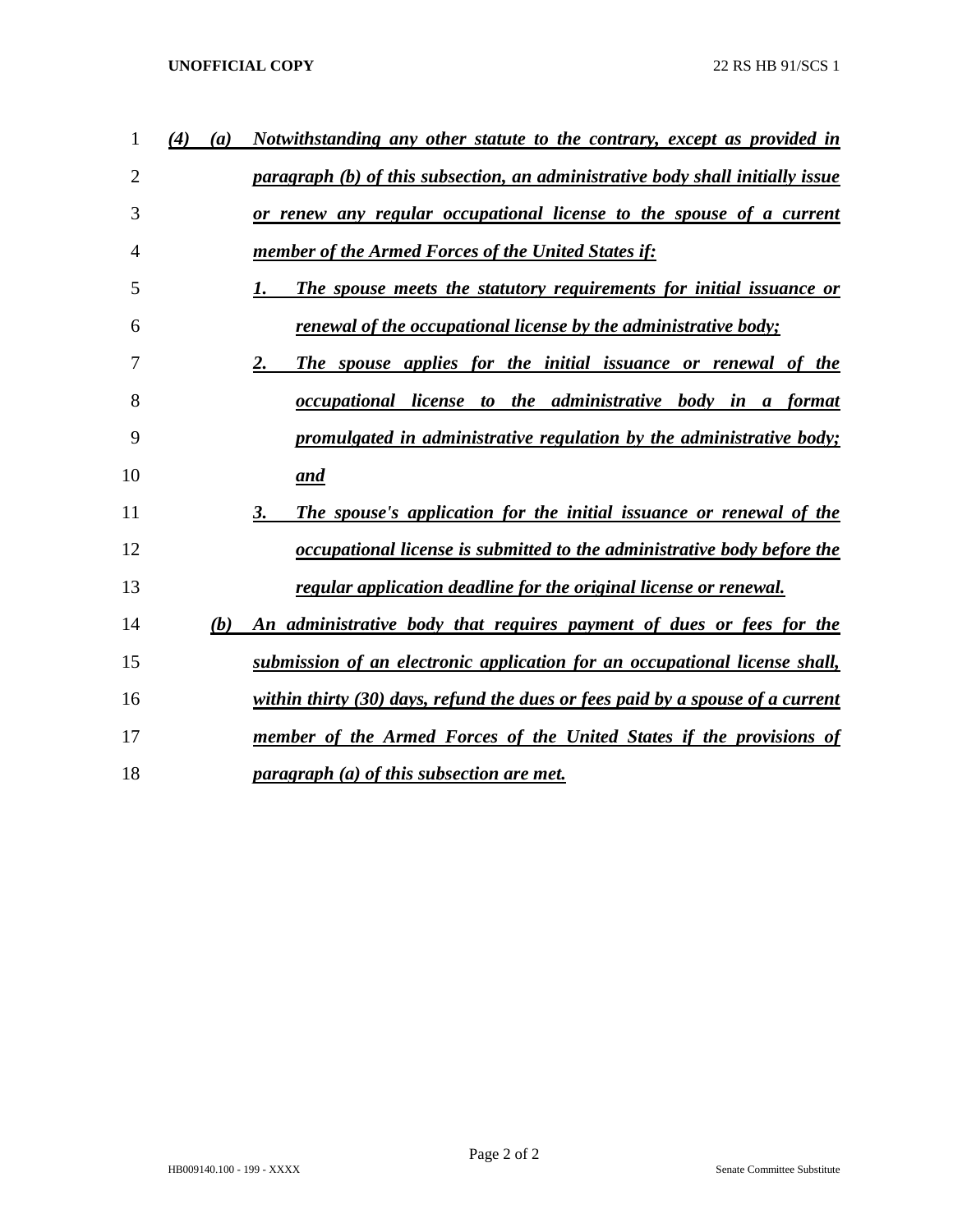*(4) (a) Notwithstanding any other statute to the contrary, except as provided in paragraph (b) of this subsection, an administrative body shall initially issue or renew any regular occupational license to the spouse of a current member of the Armed Forces of the United States if:*

*1. The spouse meets the statutory requirements for initial issuance or renewal of the occupational license by the administrative body;*

*2. The spouse applies for the initial issuance or renewal of the occupational license to the administrative body in a format promulgated in administrative regulation by the administrative body; and*

*3. The spouse's application for the initial issuance or renewal of the occupational license is submitted to the administrative body before the regular application deadline for the original license or renewal.*

*(b) An administrative body that requires payment of dues or fees for the submission of an electronic application for an occupational license shall, within thirty (30) days, refund the dues or fees paid by a spouse of a current member of the Armed Forces of the United States if the provisions of paragraph (a) of this subsection are met.*